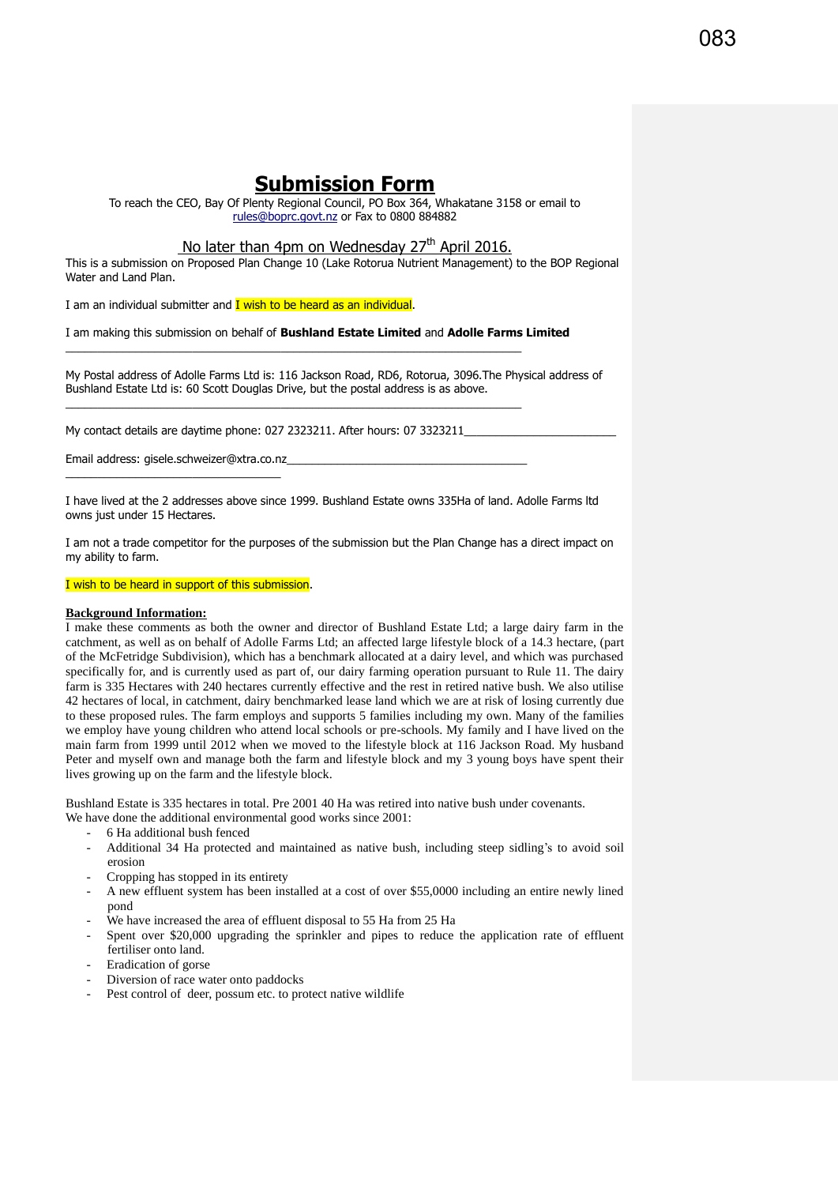# Submission Form

To reach the CEO, Bay Of Plenty Regional Council, PO Box 364, Whakatane 3158 or email to rules@boprc.govt.nz or Fax to 0800 884882

No later than 4pm on Wednesday 27th April 2016.

This is a submission on Proposed Plan Change 10 (Lake Rotorua Nutrient Management) to the BOP Regional Water and Land Plan.

I am an individual submitter and I wish to be heard as an individual.

I am making this submission on behalf of **Bushland Estate Limited** and **Adolle Farms Limited**

My Postal address of Adolle Farms Ltd is: 116 Jackson Road, RD6, Rotorua, 3096.The Physical address of Bushland Estate Ltd is: 60 Scott Douglas Drive, but the postal address is as above.

My contact details are daytime phone: 027 2323211. After hours: 07 3323211

Email address: gisele.schweizer@xtra.co.nz

I have lived at the 2 addresses above since 1999. Bushland Estate owns 335Ha of land. Adolle Farms ltd owns just under 15 Hectares.

I am not a trade competitor for the purposes of the submission but the Plan Change has a direct impact on my ability to farm.

I wish to be heard in support of this submission.

**Background Information:**

I make these comments as both the owner and director of Bushland Estate Ltd; a large dairy farm in the catchment, as well as on behalf of Adolle Farms Ltd; an affected large lifestyle block of a 14.3 hectare, (part of the McFetridge Subdivision), which has a benchmark allocated at a dairy level, and which was purchased specifically for, and is currently used as part of, our dairy farming operation pursuant to Rule 11. The dairy farm is 335 Hectares with 240 hectares currently effective and the rest in retired native bush. We also utilise 42 hectares of local, in catchment, dairy benchmarked lease land which we are at risk of losing currently due to these proposed rules. The farm employs and supports 5 families including my own. Many of the families we employ have young children who attend local schools or pre-schools. My family and I have lived on the main farm from 1999 until 2012 when we moved to the lifestyle block at 116 Jackson Road. My husband Peter and myself own and manage both the farm and lifestyle block and my 3 young boys have spent their lives growing up on the farm and the lifestyle block.

Bushland Estate is 335 hectares in total. Pre 2001 40 Ha was retired into native bush under covenants. We have done the additional environmental good works since 2001:

- 6 Ha additional bush fenced
- Additional 34 Ha protected and maintained as native bush, including steep sidling's to avoid soil erosion
- Cropping has stopped in its entirety
- A new effluent system has been installed at a cost of over $55,0000 including an entire newly lined pond
- We have increased the area of effluent disposal to 55 Ha from 25 Ha
- Spent over $20,000 upgrading the sprinkler and pipes to reduce the application rate of effluent fertiliser onto land.
- Eradication of gorse
- Diversion of race water onto paddocks
- Pest control of deer, possum etc. to protect native wildlife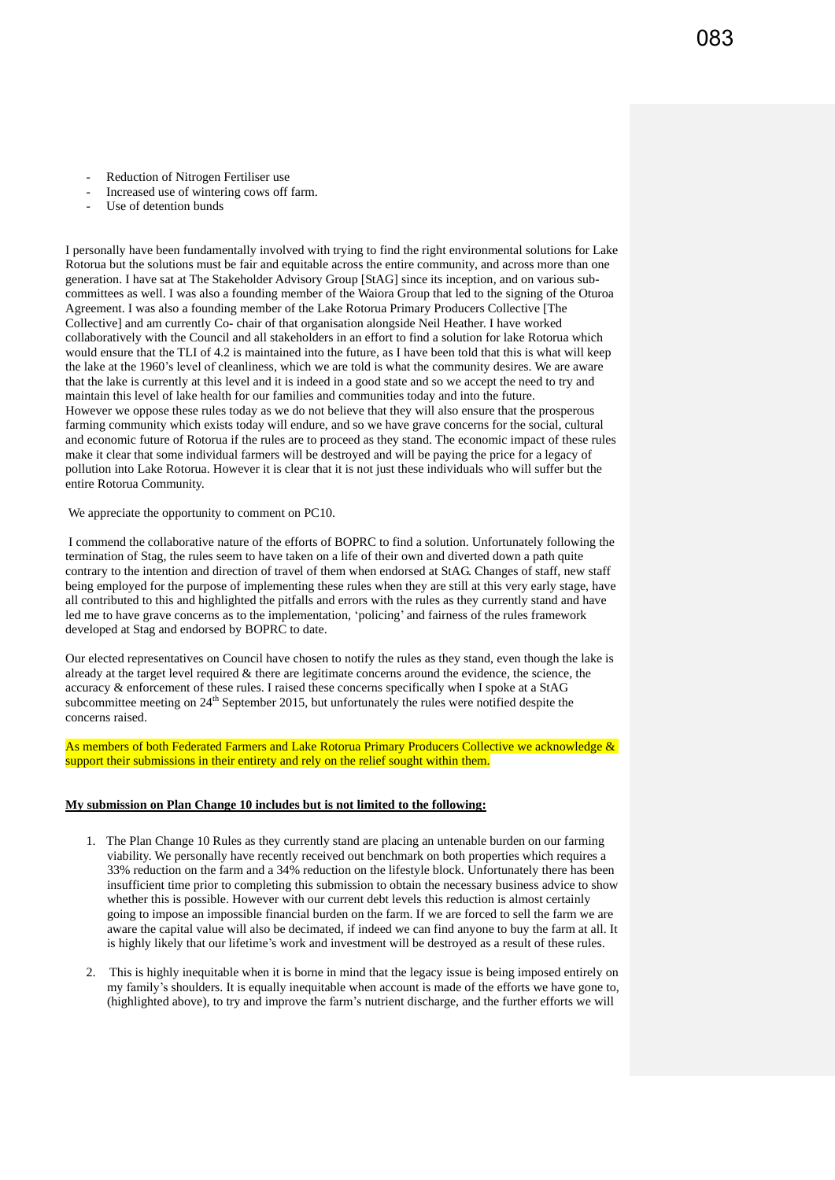- Reduction of Nitrogen Fertiliser use
- Increased use of wintering cows off farm.
- Use of detention bunds

I personally have been fundamentally involved with trying to find the right environmental solutions for Lake Rotorua but the solutions must be fair and equitable across the entire community, and across more than one generation. I have sat at The Stakeholder Advisory Group [StAG] since its inception, and on various sub-committees as well. I was also a founding member of the Waiora Group that led to the signing of the Oturoa Agreement. I was also a founding member of the Lake Rotorua Primary Producers Collective [The Collective] and am currently Co- chair of that organisation alongside Neil Heather. I have worked collaboratively with the Council and all stakeholders in an effort to find a solution for lake Rotorua which would ensure that the TLI of 4.2 is maintained into the future, as I have been told that this is what will keep the lake at the 1960's level of cleanliness, which we are told is what the community desires. We are aware that the lake is currently at this level and it is indeed in a good state and so we accept the need to try and maintain this level of lake health for our families and communities today and into the future.
However we oppose these rules today as we do not believe that they will also ensure that the prosperous farming community which exists today will endure, and so we have grave concerns for the social, cultural and economic future of Rotorua if the rules are to proceed as they stand. The economic impact of these rules make it clear that some individual farmers will be destroyed and will be paying the price for a legacy of pollution into Lake Rotorua. However it is clear that it is not just these individuals who will suffer but the entire Rotorua Community.

We appreciate the opportunity to comment on PC10.

I commend the collaborative nature of the efforts of BOPRC to find a solution. Unfortunately following the termination of Stag, the rules seem to have taken on a life of their own and diverted down a path quite contrary to the intention and direction of travel of them when endorsed at StAG. Changes of staff, new staff being employed for the purpose of implementing these rules when they are still at this very early stage, have all contributed to this and highlighted the pitfalls and errors with the rules as they currently stand and have led me to have grave concerns as to the implementation, 'policing' and fairness of the rules framework developed at Stag and endorsed by BOPRC to date.

Our elected representatives on Council have chosen to notify the rules as they stand, even though the lake is already at the target level required & there are legitimate concerns around the evidence, the science, the accuracy & enforcement of these rules. I raised these concerns specifically when I spoke at a StAG subcommittee meeting on 24th September 2015, but unfortunately the rules were notified despite the concerns raised.

As members of both Federated Farmers and Lake Rotorua Primary Producers Collective we acknowledge & support their submissions in their entirety and rely on the relief sought within them.

**My submission on Plan Change 10 includes but is not limited to the following:**

1. The Plan Change 10 Rules as they currently stand are placing an untenable burden on our farming viability. We personally have recently received out benchmark on both properties which requires a 33% reduction on the farm and a 34% reduction on the lifestyle block. Unfortunately there has been insufficient time prior to completing this submission to obtain the necessary business advice to show whether this is possible. However with our current debt levels this reduction is almost certainly going to impose an impossible financial burden on the farm. If we are forced to sell the farm we are aware the capital value will also be decimated, if indeed we can find anyone to buy the farm at all. It is highly likely that our lifetime's work and investment will be destroyed as a result of these rules.

2. This is highly inequitable when it is borne in mind that the legacy issue is being imposed entirely on my family's shoulders. It is equally inequitable when account is made of the efforts we have gone to, (highlighted above), to try and improve the farm's nutrient discharge, and the further efforts we will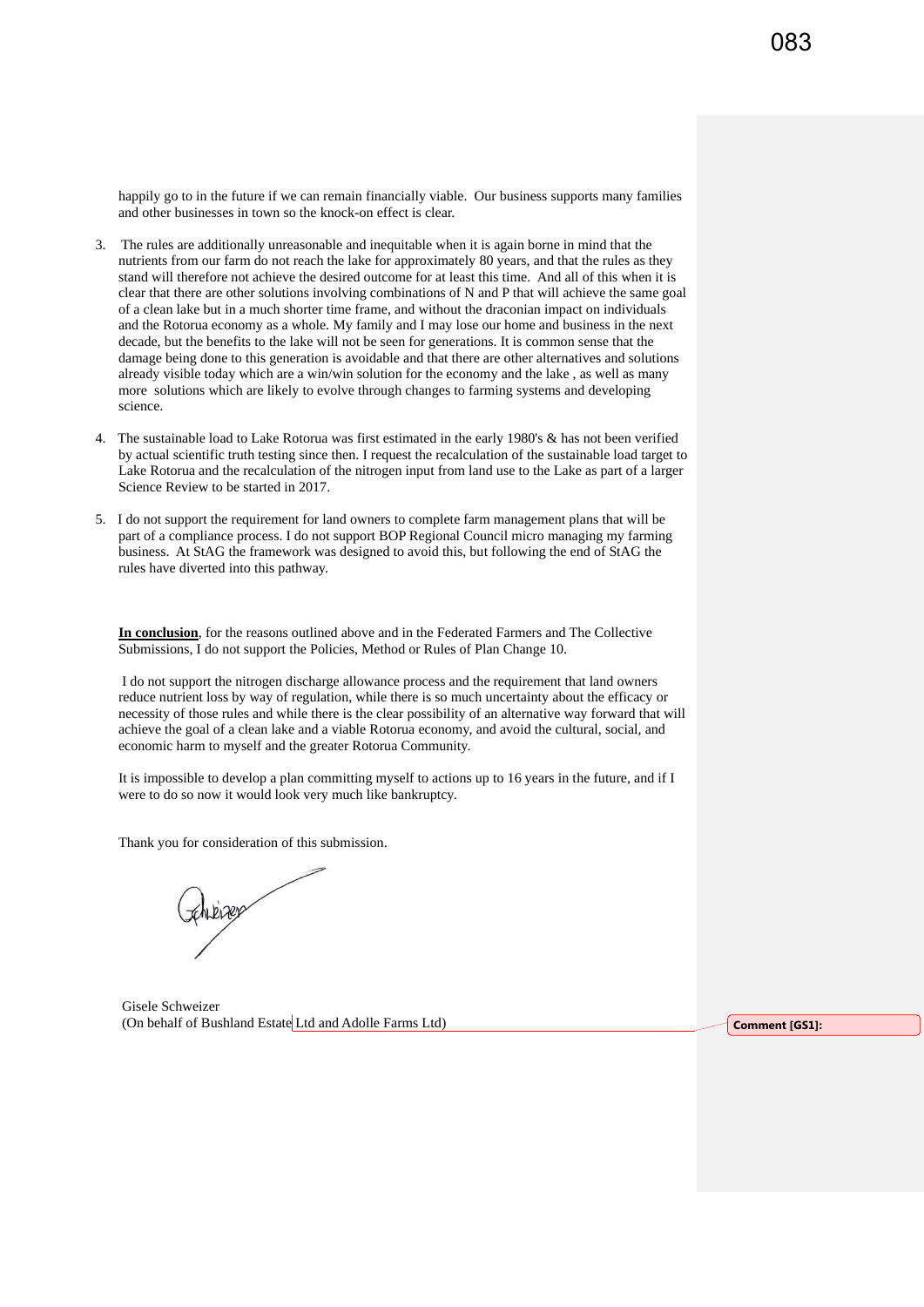happily go to in the future if we can remain financially viable. Our business supports many families and other businesses in town so the knock-on effect is clear.

3. The rules are additionally unreasonable and inequitable when it is again borne in mind that the nutrients from our farm do not reach the lake for approximately 80 years, and that the rules as they stand will therefore not achieve the desired outcome for at least this time. And all of this when it is clear that there are other solutions involving combinations of N and P that will achieve the same goal of a clean lake but in a much shorter time frame, and without the draconian impact on individuals and the Rotorua economy as a whole. My family and I may lose our home and business in the next decade, but the benefits to the lake will not be seen for generations. It is common sense that the damage being done to this generation is avoidable and that there are other alternatives and solutions already visible today which are a win/win solution for the economy and the lake , as well as many more solutions which are likely to evolve through changes to farming systems and developing science.

4. The sustainable load to Lake Rotorua was first estimated in the early 1980's & has not been verified by actual scientific truth testing since then. I request the recalculation of the sustainable load target to Lake Rotorua and the recalculation of the nitrogen input from land use to the Lake as part of a larger Science Review to be started in 2017.

5. I do not support the requirement for land owners to complete farm management plans that will be part of a compliance process. I do not support BOP Regional Council micro managing my farming business. At StAG the framework was designed to avoid this, but following the end of StAG the rules have diverted into this pathway.

**In conclusion**, for the reasons outlined above and in the Federated Farmers and The Collective Submissions, I do not support the Policies, Method or Rules of Plan Change 10.

I do not support the nitrogen discharge allowance process and the requirement that land owners reduce nutrient loss by way of regulation, while there is so much uncertainty about the efficacy or necessity of those rules and while there is the clear possibility of an alternative way forward that will achieve the goal of a clean lake and a viable Rotorua economy, and avoid the cultural, social, and economic harm to myself and the greater Rotorua Community.

It is impossible to develop a plan committing myself to actions up to 16 years in the future, and if I were to do so now it would look very much like bankruptcy.

Thank you for consideration of this submission.

Gisele Schweizer
(On behalf of Bushland Estate Ltd and Adolle Farms Ltd)

**Comment [GS1]:**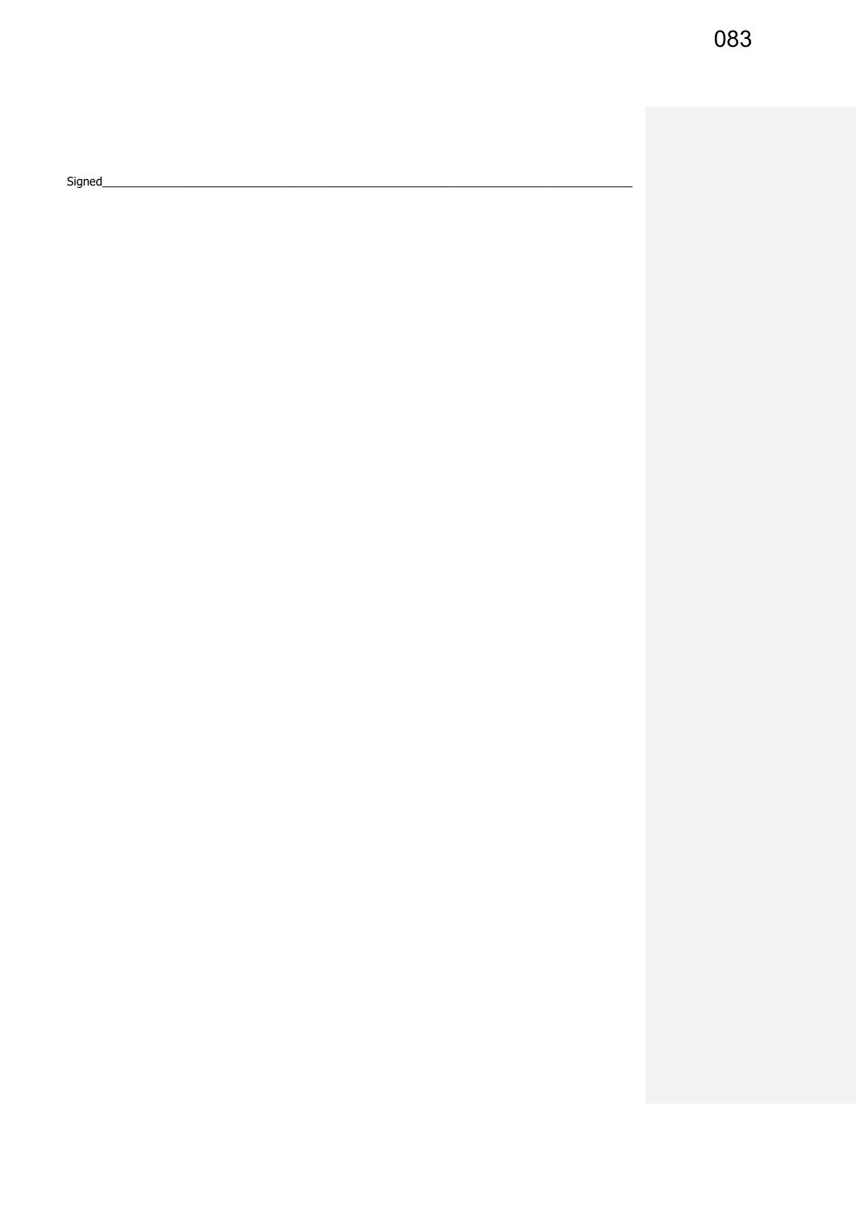Signed_______________________________________________________________________________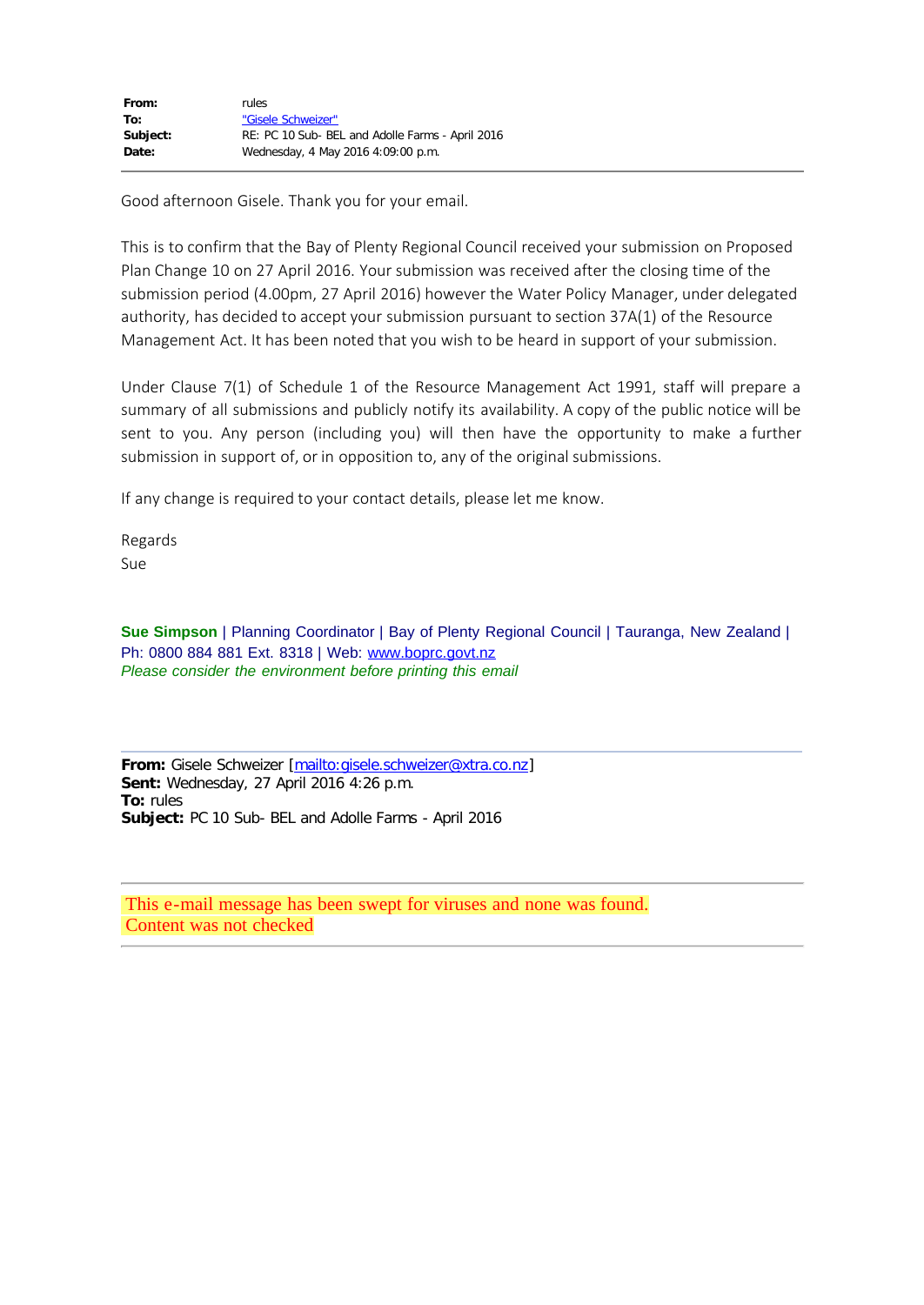**From:** rules
**To:** "Gisele Schweizer"
**Subject:** RE: PC 10 Sub- BEL and Adolle Farms - April 2016
**Date:** Wednesday, 4 May 2016 4:09:00 p.m.

---

Good afternoon Gisele. Thank you for your email.

This is to confirm that the Bay of Plenty Regional Council received your submission on Proposed Plan Change 10 on 27 April 2016. Your submission was received after the closing time of the submission period (4.00pm, 27 April 2016) however the Water Policy Manager, under delegated authority, has decided to accept your submission pursuant to section 37A(1) of the Resource Management Act. It has been noted that you wish to be heard in support of your submission.

Under Clause 7(1) of Schedule 1 of the Resource Management Act 1991, staff will prepare a summary of all submissions and publicly notify its availability. A copy of the public notice will be sent to you. Any person (including you) will then have the opportunity to make a further submission in support of, or in opposition to, any of the original submissions.

If any change is required to your contact details, please let me know.

Regards
Sue

**Sue Simpson** | Planning Coordinator | Bay of Plenty Regional Council | Tauranga, New Zealand | Ph: 0800 884 881 Ext. 8318 | Web: www.boprc.govt.nz
*Please consider the environment before printing this email*

---

**From:** Gisele Schweizer [mailto:gisele.schweizer@xtra.co.nz]
**Sent:** Wednesday, 27 April 2016 4:26 p.m.
**To:** rules
**Subject:** PC 10 Sub- BEL and Adolle Farms - April 2016

---

This e-mail message has been swept for viruses and none was found.
Content was not checked